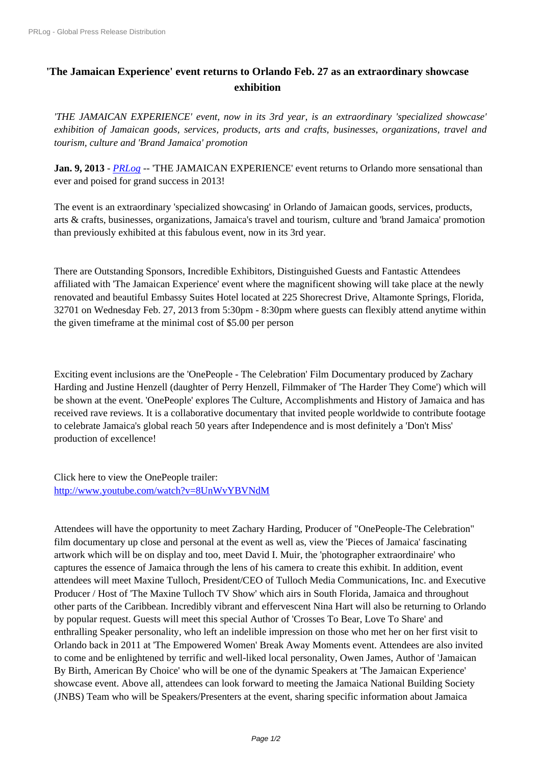# 'The Jamaican Experience' event returns to Orlando Feb. 27 as an extraordinary showcase exhibition

*'THE JAMAICAN EXPERIENCE' event, now in its 3rd year, is an extraordinary 'specialized showcase' exhibition of Jamaican goods, services, products, arts and crafts, businesses, organizations, travel and tourism, culture and 'Brand Jamaica' promotion*

**Jan. 9, 2013** - *PRLog* -- 'THE JAMAICAN EXPERIENCE' event returns to Orlando more sensational than ever and poised for grand success in 2013!

The event is an extraordinary 'specialized showcasing' in Orlando of Jamaican goods, services, products, arts & crafts, businesses, organizations, Jamaica's travel and tourism, culture and 'brand Jamaica' promotion than previously exhibited at this fabulous event, now in its 3rd year.

There are Outstanding Sponsors, Incredible Exhibitors, Distinguished Guests and Fantastic Attendees affiliated with 'The Jamaican Experience' event where the magnificent showing will take place at the newly renovated and beautiful Embassy Suites Hotel located at 225 Shorecrest Drive, Altamonte Springs, Florida, 32701 on Wednesday Feb. 27, 2013 from 5:30pm - 8:30pm where guests can flexibly attend anytime within the given timeframe at the minimal cost of $5.00 per person

Exciting event inclusions are the 'OnePeople - The Celebration' Film Documentary produced by Zachary Harding and Justine Henzell (daughter of Perry Henzell, Filmmaker of 'The Harder They Come') which will be shown at the event. 'OnePeople' explores The Culture, Accomplishments and History of Jamaica and has received rave reviews. It is a collaborative documentary that invited people worldwide to contribute footage to celebrate Jamaica's global reach 50 years after Independence and is most definitely a 'Don't Miss' production of excellence!

Click here to view the OnePeople trailer:
http://www.youtube.com/watch?v=8UnWvYBVNdM

Attendees will have the opportunity to meet Zachary Harding, Producer of "OnePeople-The Celebration" film documentary up close and personal at the event as well as, view the 'Pieces of Jamaica' fascinating artwork which will be on display and too, meet David I. Muir, the 'photographer extraordinaire' who captures the essence of Jamaica through the lens of his camera to create this exhibit. In addition, event attendees will meet Maxine Tulloch, President/CEO of Tulloch Media Communications, Inc. and Executive Producer / Host of 'The Maxine Tulloch TV Show' which airs in South Florida, Jamaica and throughout other parts of the Caribbean. Incredibly vibrant and effervescent Nina Hart will also be returning to Orlando by popular request. Guests will meet this special Author of 'Crosses To Bear, Love To Share' and enthralling Speaker personality, who left an indelible impression on those who met her on her first visit to Orlando back in 2011 at 'The Empowered Women' Break Away Moments event. Attendees are also invited to come and be enlightened by terrific and well-liked local personality, Owen James, Author of 'Jamaican By Birth, American By Choice' who will be one of the dynamic Speakers at 'The Jamaican Experience' showcase event. Above all, attendees can look forward to meeting the Jamaica National Building Society (JNBS) Team who will be Speakers/Presenters at the event, sharing specific information about Jamaica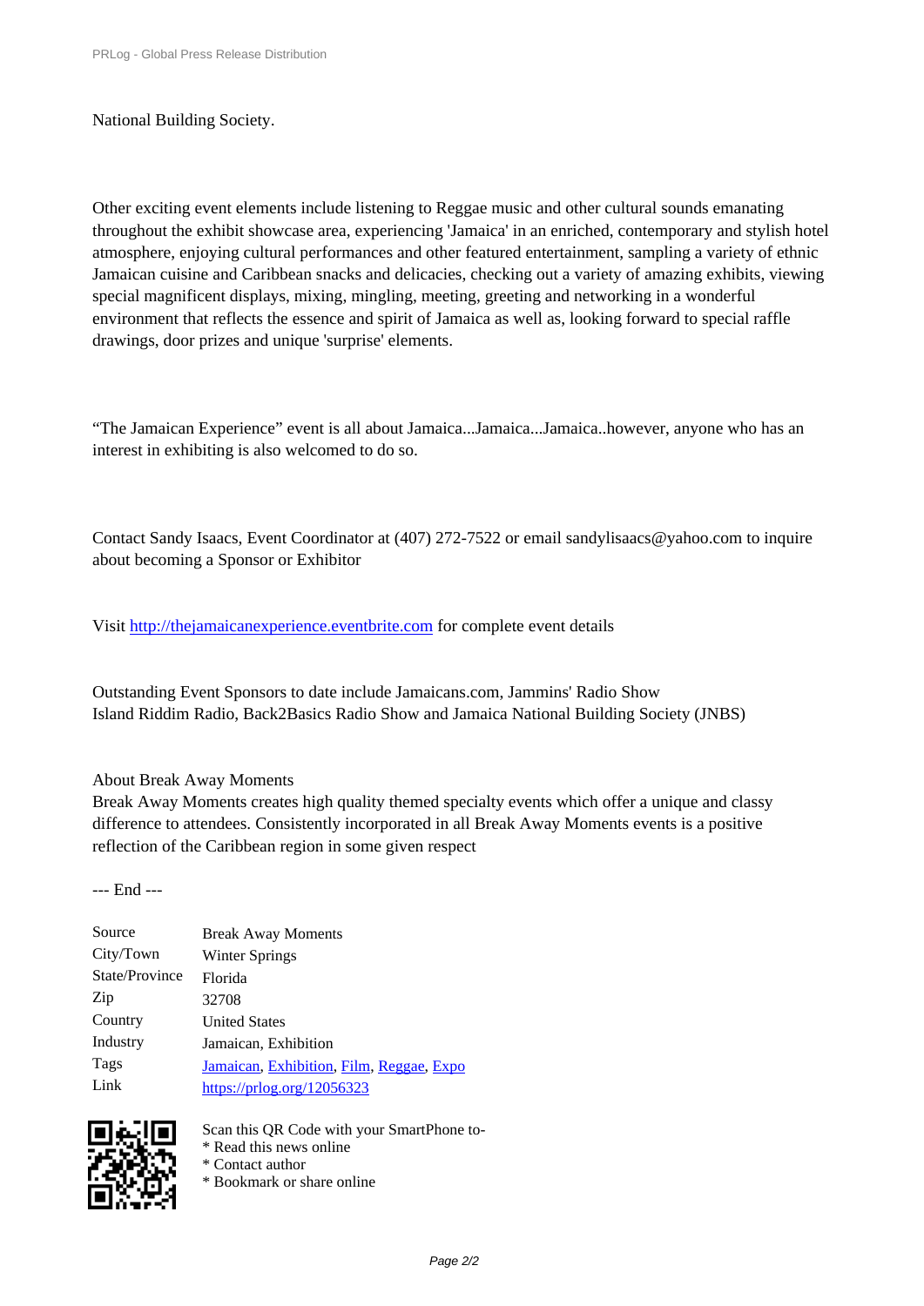National Building Society.

Other exciting event elements include listening to Reggae music and other cultural sounds emanating throughout the exhibit showcase area, experiencing 'Jamaica' in an enriched, contemporary and stylish hotel atmosphere, enjoying cultural performances and other featured entertainment, sampling a variety of ethnic Jamaican cuisine and Caribbean snacks and delicacies, checking out a variety of amazing exhibits, viewing special magnificent displays, mixing, mingling, meeting, greeting and networking in a wonderful environment that reflects the essence and spirit of Jamaica as well as, looking forward to special raffle drawings, door prizes and unique 'surprise' elements.

“The Jamaican Experience” event is all about Jamaica...Jamaica...Jamaica..however, anyone who has an interest in exhibiting is also welcomed to do so.

Contact Sandy Isaacs, Event Coordinator at (407) 272-7522 or email sandylisaacs@yahoo.com to inquire about becoming a Sponsor or Exhibitor

Visit [http://thejamaicanexperience.eventbrite.com](http://thejamaicanexperience.eventbrite.com) for complete event details

Outstanding Event Sponsors to date include Jamaicans.com, Jammins' Radio Show
Island Riddim Radio, Back2Basics Radio Show and Jamaica National Building Society (JNBS)

About Break Away Moments
Break Away Moments creates high quality themed specialty events which offer a unique and classy difference to attendees. Consistently incorporated in all Break Away Moments events is a positive reflection of the Caribbean region in some given respect

--- End ---

| | |
|---|---|
| Source | Break Away Moments |
| City/Town | Winter Springs |
| State/Province | Florida |
| Zip | 32708 |
| Country | United States |
| Industry | Jamaican, Exhibition |
| Tags | Jamaican, Exhibition, Film, Reggae, Expo |
| Link | https://prlog.org/12056323 |

Scan this QR Code with your SmartPhone to-
* Read this news online
* Contact author
* Bookmark or share online